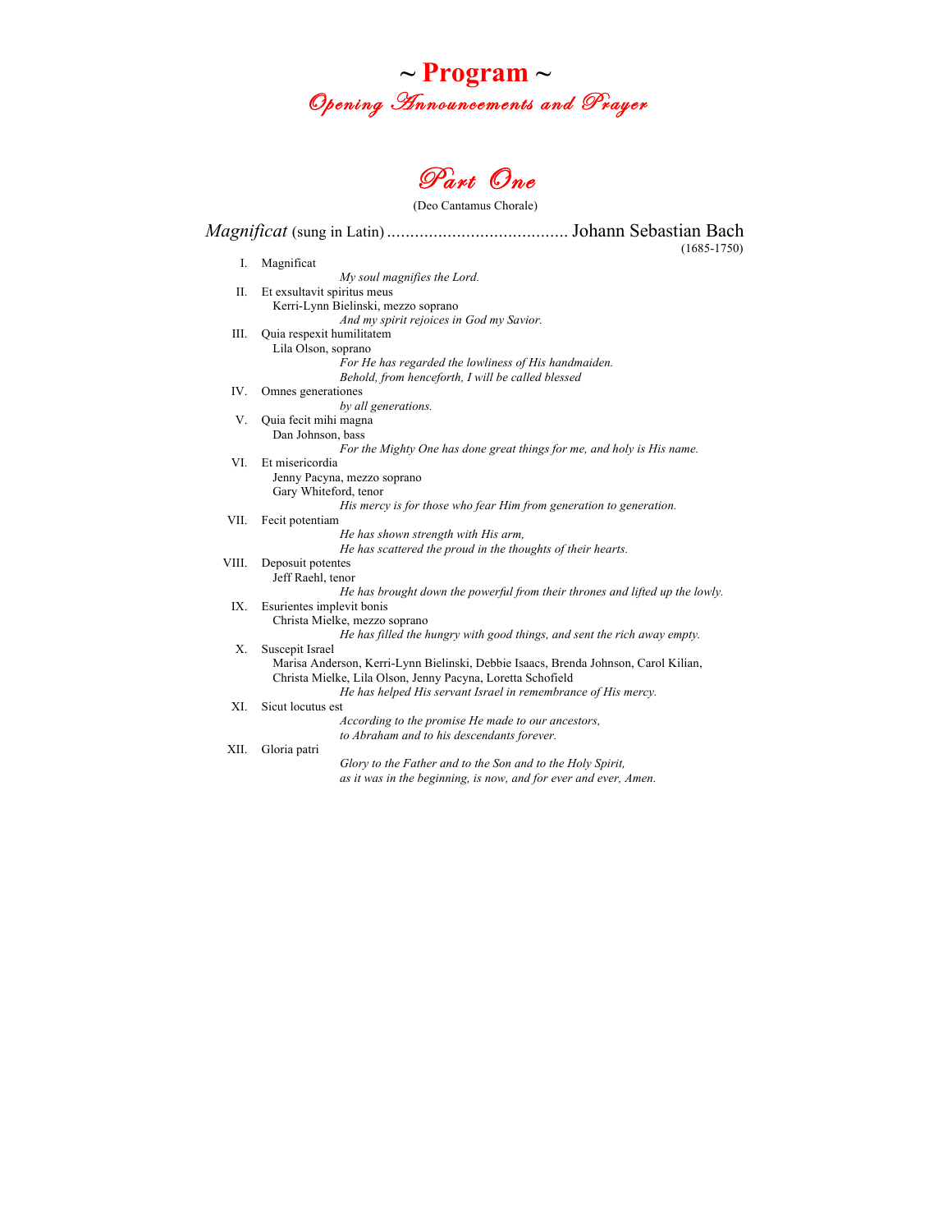# ~ Program ~

## *Opening Announcements and Prayer*

## *Part One*

(Deo Cantamus Chorale)

*Magnificat* (sung in Latin) ....................................... Johann Sebastian Bach
(1685-1750)

I. Magnificat
*My soul magnifies the Lord.*

II. Et exsultavit spiritus meus
Kerri-Lynn Bielinski, mezzo soprano
*And my spirit rejoices in God my Savior.*

III. Quia respexit humilitatem
Lila Olson, soprano
*For He has regarded the lowliness of His handmaiden.*
*Behold, from henceforth, I will be called blessed*

IV. Omnes generationes
*by all generations.*

V. Quia fecit mihi magna
Dan Johnson, bass
*For the Mighty One has done great things for me, and holy is His name.*

VI. Et misericordia
Jenny Pacyna, mezzo soprano
Gary Whiteford, tenor
*His mercy is for those who fear Him from generation to generation.*

VII. Fecit potentiam
*He has shown strength with His arm,*
*He has scattered the proud in the thoughts of their hearts.*

VIII. Deposuit potentes
Jeff Raehl, tenor
*He has brought down the powerful from their thrones and lifted up the lowly.*

IX. Esurientes implevit bonis
Christa Mielke, mezzo soprano
*He has filled the hungry with good things, and sent the rich away empty.*

X. Suscepit Israel
Marisa Anderson, Kerri-Lynn Bielinski, Debbie Isaacs, Brenda Johnson, Carol Kilian, Christa Mielke, Lila Olson, Jenny Pacyna, Loretta Schofield
*He has helped His servant Israel in remembrance of His mercy.*

XI. Sicut locutus est
*According to the promise He made to our ancestors,*
*to Abraham and to his descendants forever.*

XII. Gloria patri
*Glory to the Father and to the Son and to the Holy Spirit,*
*as it was in the beginning, is now, and for ever and ever, Amen.*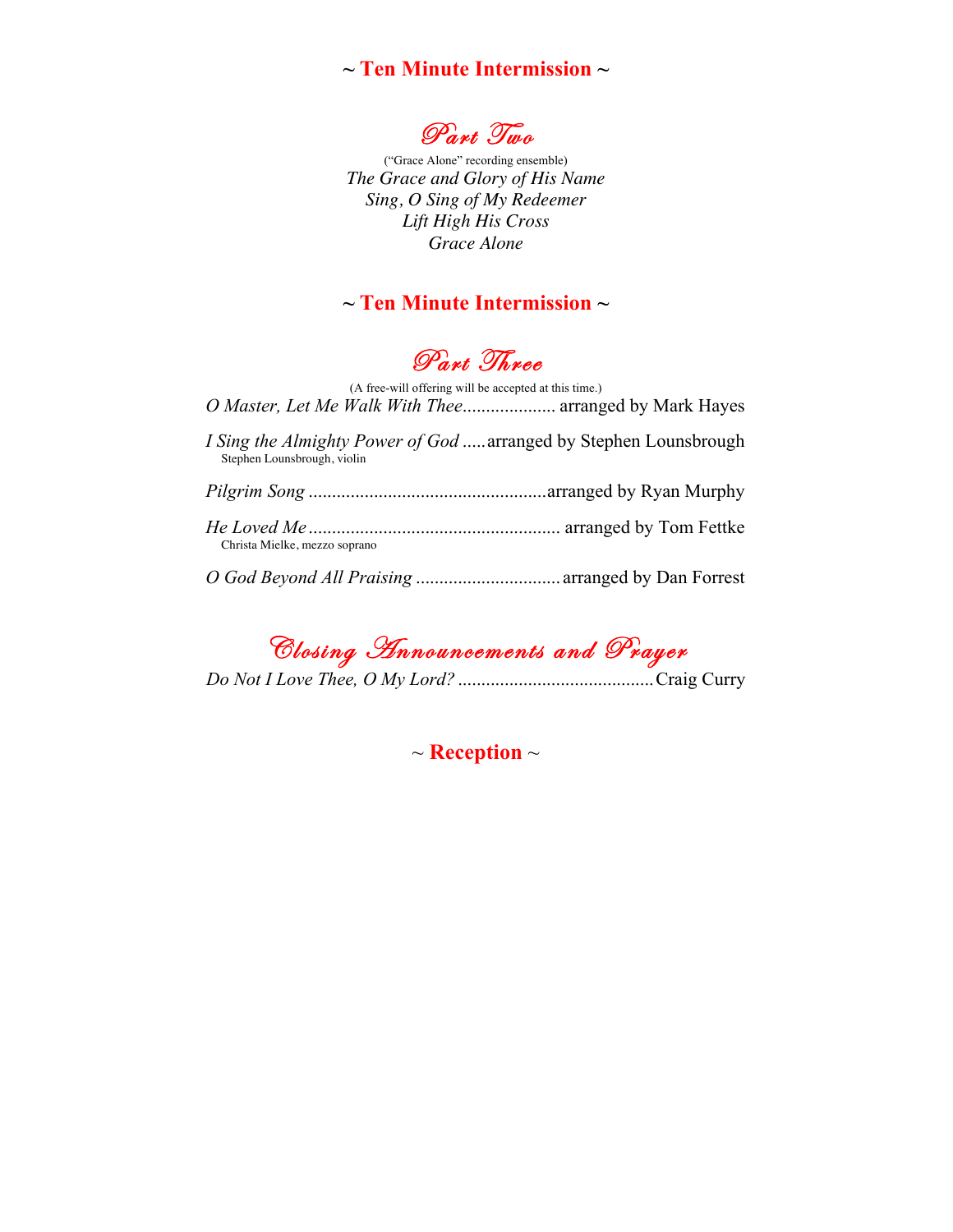**~ Ten Minute Intermission ~**

## *Part Two*

("Grace Alone" recording ensemble)

*The Grace and Glory of His Name*
*Sing, O Sing of My Redeemer*
*Lift High His Cross*
*Grace Alone*

**~ Ten Minute Intermission ~**

## *Part Three*

(A free-will offering will be accepted at this time.)

*O Master, Let Me Walk With Thee*.................... arranged by Mark Hayes

*I Sing the Almighty Power of God* .....arranged by Stephen Lounsbrough
Stephen Lounsbrough, violin

*Pilgrim Song* ..................................................arranged by Ryan Murphy

*He Loved Me*..................................................... arranged by Tom Fettke
Christa Mielke, mezzo soprano

*O God Beyond All Praising* ...............................arranged by Dan Forrest

## *Closing Announcements and Prayer*

*Do Not I Love Thee, O My Lord?* ..........................................Craig Curry

**~ Reception ~**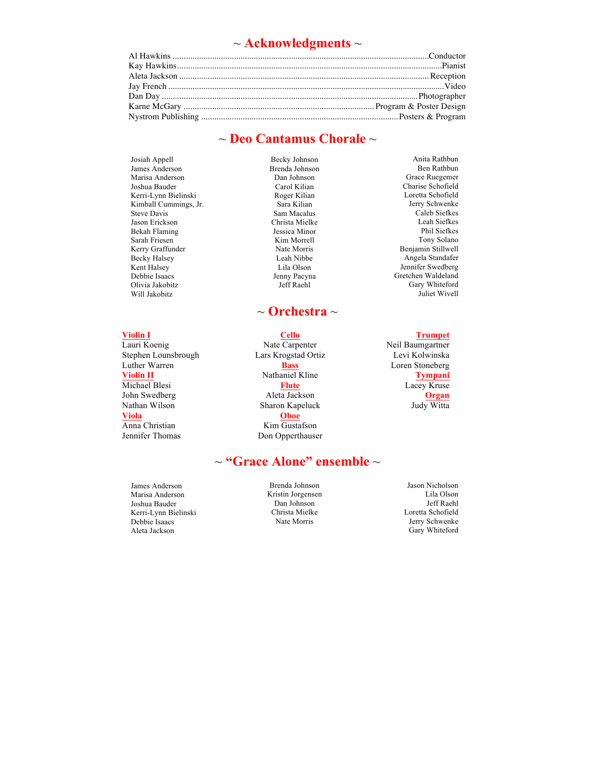## ~ Acknowledgments ~

Al Hawkins ........................................ Conductor
Kay Hawkins ........................................ Pianist
Aleta Jackson ........................................ Reception
Jay French ........................................ Video
Dan Day ........................................ Photographer
Karne McGary ........................................ Program & Poster Design
Nystrom Publishing ........................................ Posters & Program

## ~ Deo Cantamus Chorale ~

Josiah Appell
James Anderson
Marisa Anderson
Joshua Bauder
Kerri-Lynn Bielinski
Kimball Cummings, Jr.
Steve Davis
Jason Erickson
Bekah Flaming
Sarah Friesen
Kerry Graffunder
Becky Halsey
Kent Halsey
Debbie Isaacs
Olivia Jakobitz
Will Jakobitz

Becky Johnson
Brenda Johnson
Dan Johnson
Carol Kilian
Roger Kilian
Sara Kilian
Sam Macalus
Christa Mielke
Jessica Minor
Kim Morrell
Nate Morris
Leah Nibbe
Lila Olson
Jenny Pacyna
Jeff Raehl

Anita Rathbun
Ben Rathbun
Grace Ruegemer
Charise Schofield
Loretta Schofield
Jerry Schwenke
Caleb Siefkes
Leah Siefkes
Phil Siefkes
Tony Solano
Benjamin Stillwell
Angela Standafer
Jennifer Swedberg
Gretchen Waldeland
Gary Whiteford
Juliet Wivell

## ~ Orchestra ~

**Violin I**
Lauri Koenig
Stephen Lounsbrough
Luther Warren

**Violin II**
Michael Blesi
John Swedberg
Nathan Wilson

**Viola**
Anna Christian
Jennifer Thomas

**Cello**
Nate Carpenter
Lars Krogstad Ortiz

**Bass**
Nathaniel Kline

**Flute**
Aleta Jackson
Sharon Kapeluck

**Oboe**
Kim Gustafson
Don Opperthauser

**Trumpet**
Neil Baumgartner
Levi Kolwinska
Loren Stoneberg

**Tympani**
Lacey Kruse

**Organ**
Judy Witta

## ~ "Grace Alone" ensemble ~

James Anderson
Marisa Anderson
Joshua Bauder
Kerri-Lynn Bielinski
Debbie Isaacs
Aleta Jackson

Brenda Johnson
Kristin Jorgensen
Dan Johnson
Christa Mielke
Nate Morris

Jason Nicholson
Lila Olson
Jeff Raehl
Loretta Schofield
Jerry Schwenke
Gary Whiteford